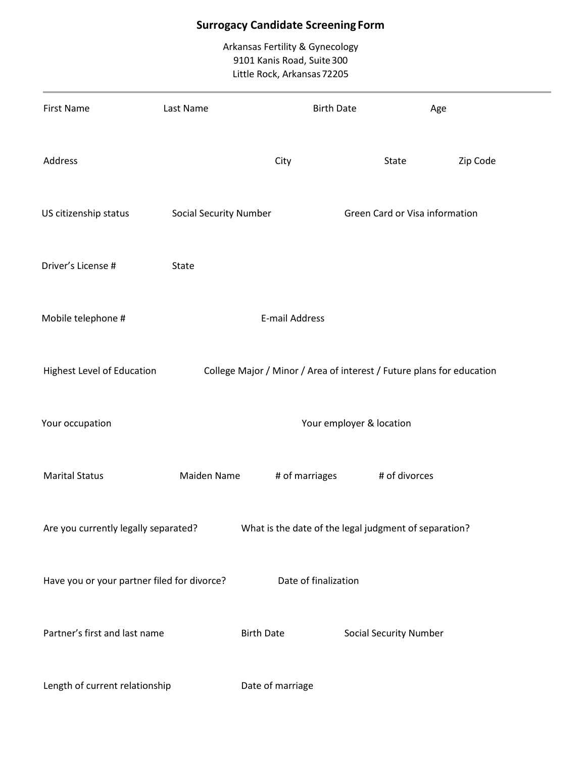## Surrogacy Candidate Screening Form

Arkansas Fertility & Gynecology
9101 Kanis Road, Suite 300
Little Rock, Arkansas 72205

---

First Name | Last Name | Birth Date | Age

Address | City | State | Zip Code

US citizenship status | Social Security Number | Green Card or Visa information

Driver's License # | State

Mobile telephone # | E-mail Address

Highest Level of Education | College Major / Minor / Area of interest / Future plans for education

Your occupation | Your employer & location

Marital Status | Maiden Name | # of marriages | # of divorces

Are you currently legally separated? | What is the date of the legal judgment of separation?

Have you or your partner filed for divorce? | Date of finalization

Partner's first and last name | Birth Date | Social Security Number

Length of current relationship | Date of marriage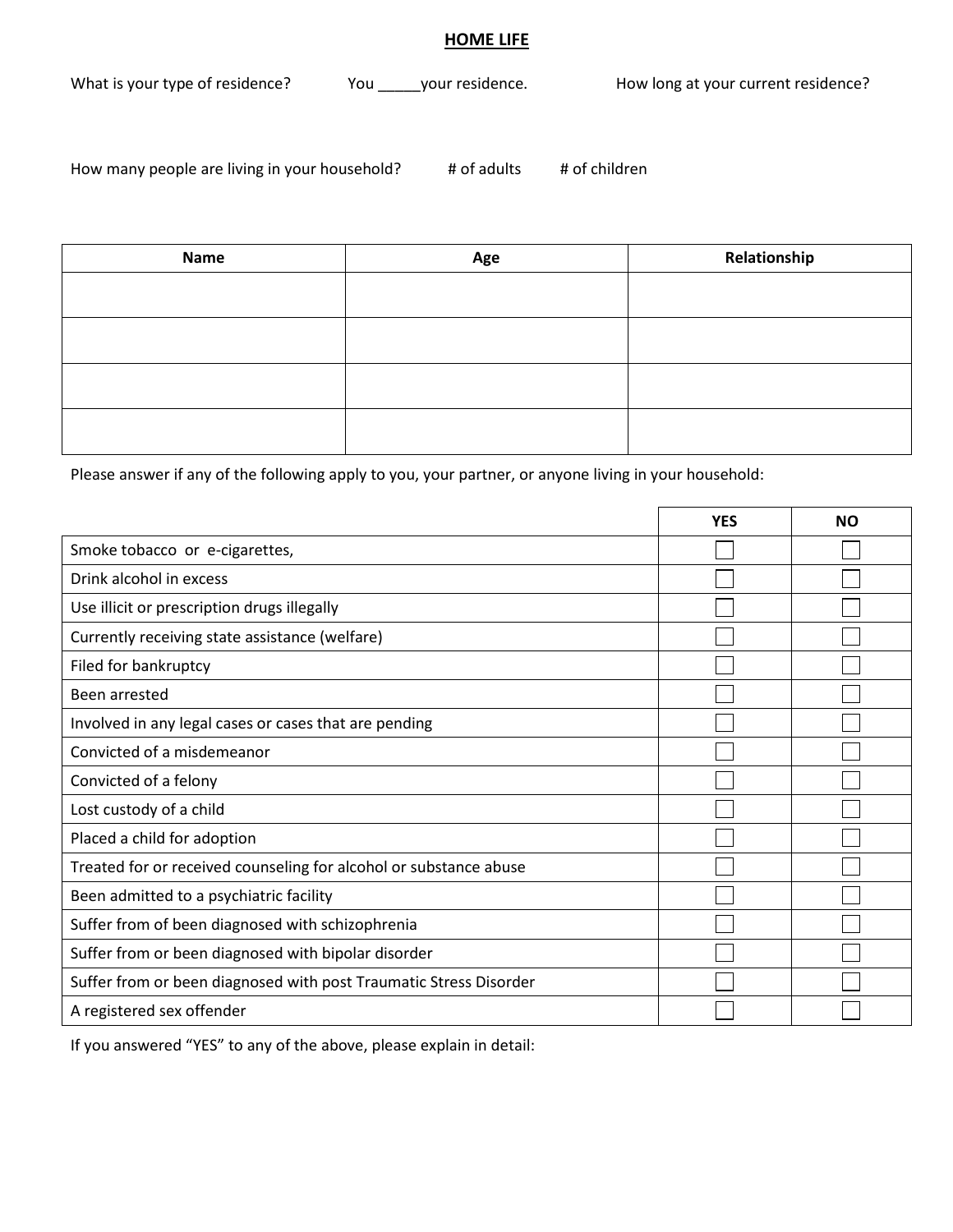## HOME LIFE

What is your type of residence? You _____your residence. How long at your current residence?

How many people are living in your household? # of adults # of children

| Name | Age | Relationship |
|---|---|---|
| | | |
| | | |
| | | |
| | | |

Please answer if any of the following apply to you, your partner, or anyone living in your household:

| | YES | NO |
|---|---|---|
| Smoke tobacco or e-cigarettes, | ☐ | ☐ |
| Drink alcohol in excess | ☐ | ☐ |
| Use illicit or prescription drugs illegally | ☐ | ☐ |
| Currently receiving state assistance (welfare) | ☐ | ☐ |
| Filed for bankruptcy | ☐ | ☐ |
| Been arrested | ☐ | ☐ |
| Involved in any legal cases or cases that are pending | ☐ | ☐ |
| Convicted of a misdemeanor | ☐ | ☐ |
| Convicted of a felony | ☐ | ☐ |
| Lost custody of a child | ☐ | ☐ |
| Placed a child for adoption | ☐ | ☐ |
| Treated for or received counseling for alcohol or substance abuse | ☐ | ☐ |
| Been admitted to a psychiatric facility | ☐ | ☐ |
| Suffer from of been diagnosed with schizophrenia | ☐ | ☐ |
| Suffer from or been diagnosed with bipolar disorder | ☐ | ☐ |
| Suffer from or been diagnosed with post Traumatic Stress Disorder | ☐ | ☐ |
| A registered sex offender | ☐ | ☐ |

If you answered "YES" to any of the above, please explain in detail: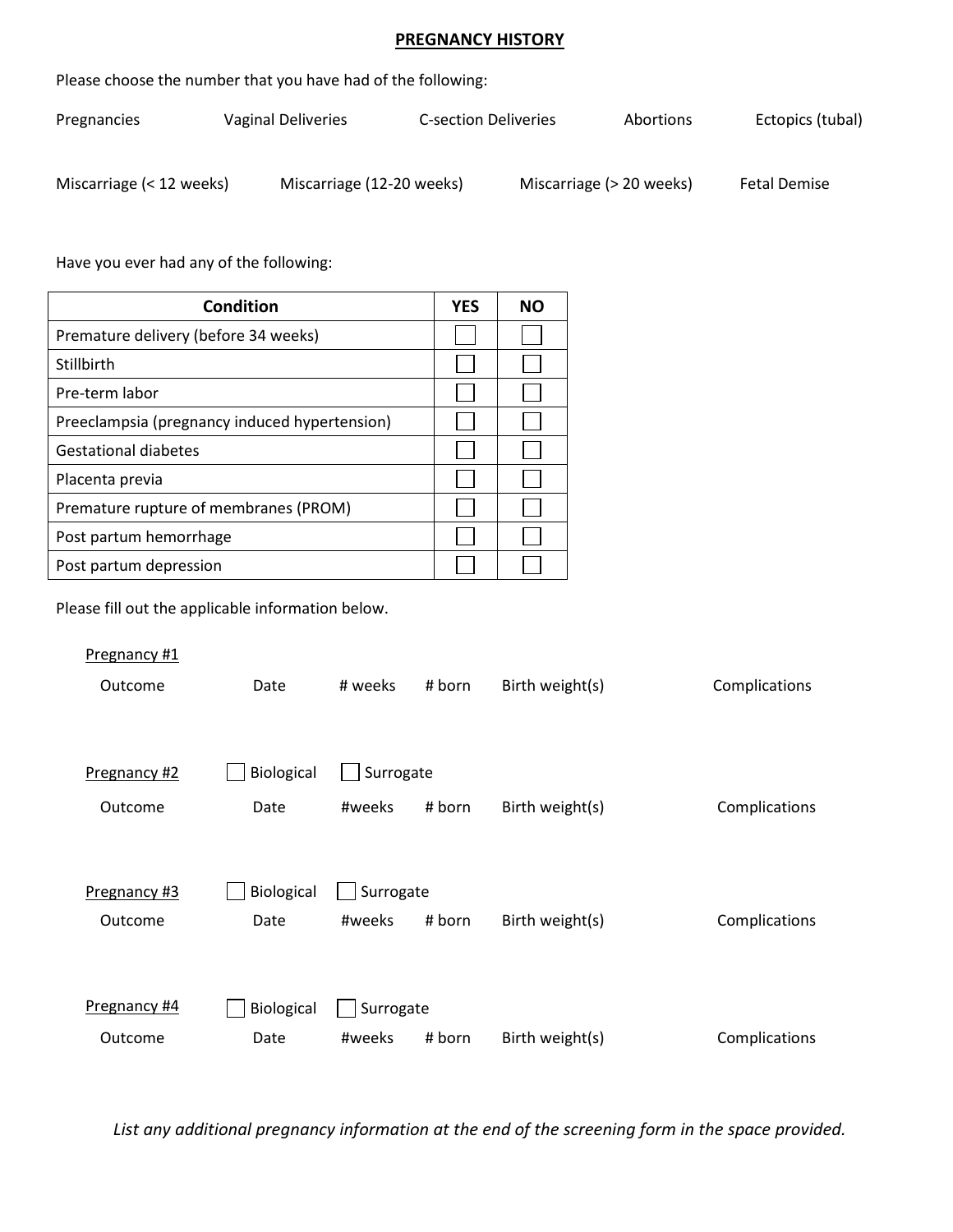## PREGNANCY HISTORY

Please choose the number that you have had of the following:

Pregnancies    Vaginal Deliveries    C-section Deliveries    Abortions    Ectopics (tubal)

Miscarriage (< 12 weeks)    Miscarriage (12-20 weeks)    Miscarriage (> 20 weeks)    Fetal Demise

Have you ever had any of the following:

| Condition | YES | NO |
|---|---|---|
| Premature delivery (before 34 weeks) | ☐ | ☐ |
| Stillbirth | ☐ | ☐ |
| Pre-term labor | ☐ | ☐ |
| Preeclampsia (pregnancy induced hypertension) | ☐ | ☐ |
| Gestational diabetes | ☐ | ☐ |
| Placenta previa | ☐ | ☐ |
| Premature rupture of membranes (PROM) | ☐ | ☐ |
| Post partum hemorrhage | ☐ | ☐ |
| Post partum depression | ☐ | ☐ |

Please fill out the applicable information below.

Pregnancy #1

Outcome    Date    # weeks    # born    Birth weight(s)    Complications

Pregnancy #2    ☐ Biological    ☐ Surrogate

Outcome    Date    #weeks    # born    Birth weight(s)    Complications

Pregnancy #3    ☐ Biological    ☐ Surrogate

Outcome    Date    #weeks    # born    Birth weight(s)    Complications

Pregnancy #4    ☐ Biological    ☐ Surrogate

Outcome    Date    #weeks    # born    Birth weight(s)    Complications

*List any additional pregnancy information at the end of the screening form in the space provided.*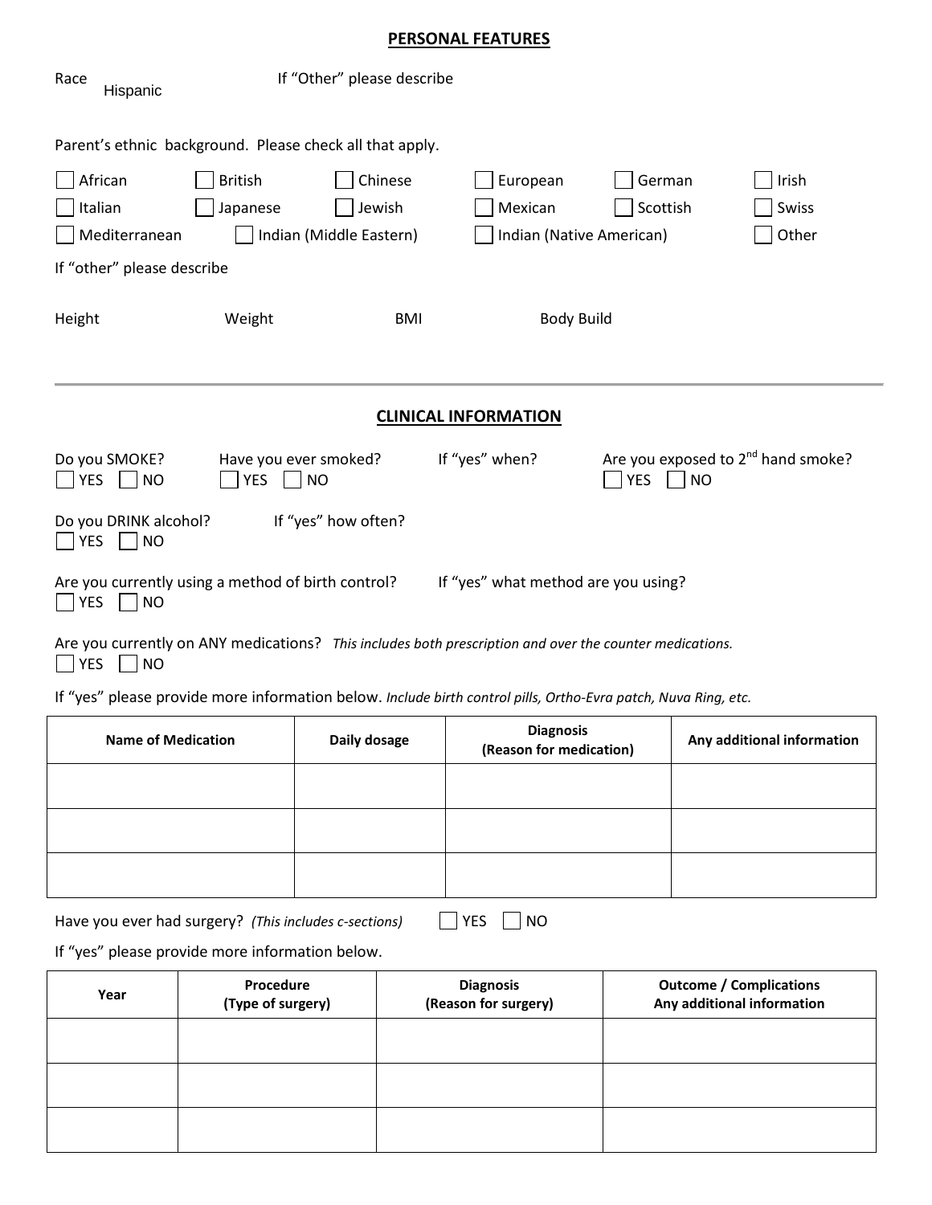## PERSONAL FEATURES

Race Hispanic If "Other" please describe

Parent's ethnic background. Please check all that apply.

☐ African ☐ British ☐ Chinese ☐ European ☐ German ☐ Irish

☐ Italian ☐ Japanese ☐ Jewish ☐ Mexican ☐ Scottish ☐ Swiss

☐ Mediterranean ☐ Indian (Middle Eastern) ☐ Indian (Native American) ☐ Other

If "other" please describe

Height Weight BMI Body Build

---

## CLINICAL INFORMATION

Do you SMOKE? ☐ YES ☐ NO

Have you ever smoked? ☐ YES ☐ NO

If "yes" when?

Are you exposed to 2nd hand smoke? ☐ YES ☐ NO

Do you DRINK alcohol? ☐ YES ☐ NO

If "yes" how often?

Are you currently using a method of birth control? ☐ YES ☐ NO

If "yes" what method are you using?

Are you currently on ANY medications? *This includes both prescription and over the counter medications.*
☐ YES ☐ NO

If "yes" please provide more information below. *Include birth control pills, Ortho-Evra patch, Nuva Ring, etc.*

| Name of Medication | Daily dosage | Diagnosis (Reason for medication) | Any additional information |
|---|---|---|---|
| | | | |
| | | | |
| | | | |

Have you ever had surgery? *(This includes c-sections)* ☐ YES ☐ NO

If "yes" please provide more information below.

| Year | Procedure (Type of surgery) | Diagnosis (Reason for surgery) | Outcome / Complications Any additional information |
|---|---|---|---|
| | | | |
| | | | |
| | | | |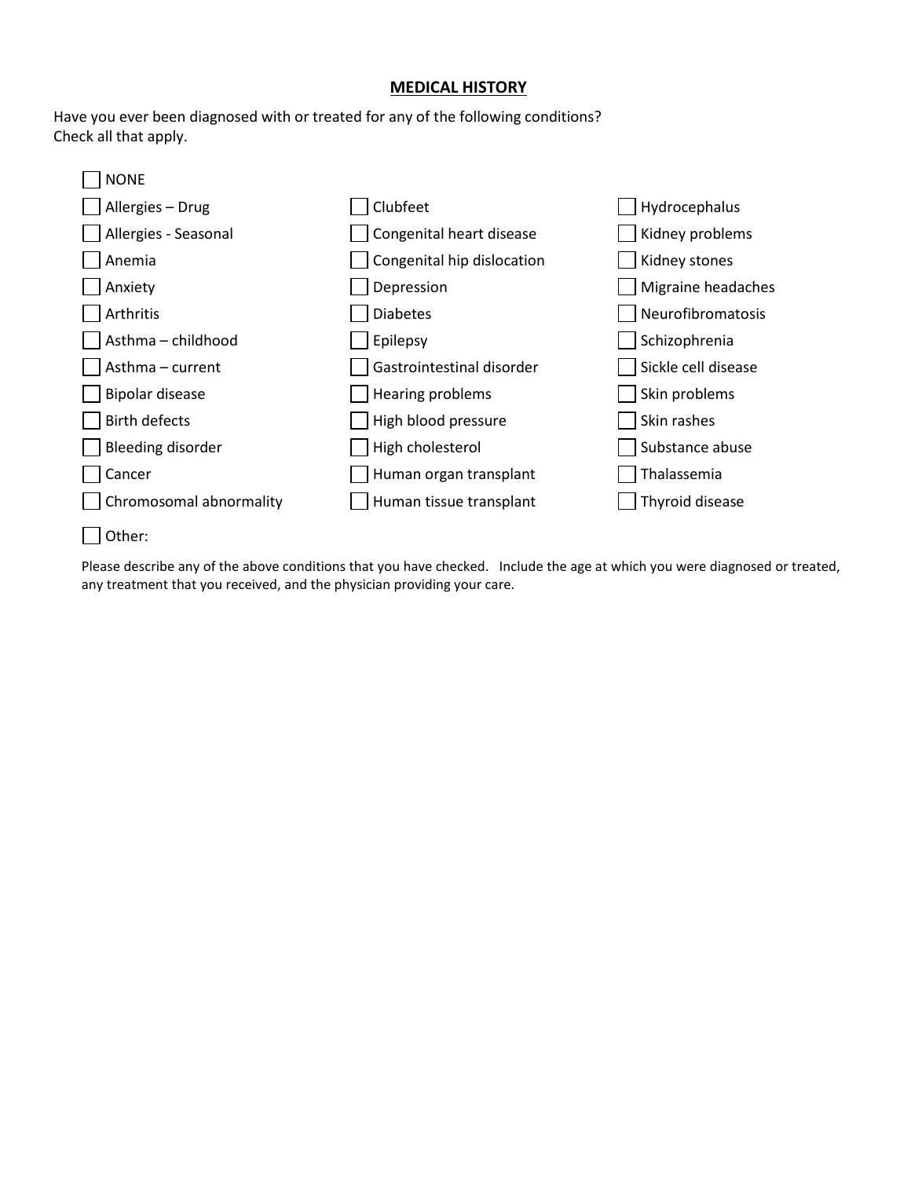## MEDICAL HISTORY

Have you ever been diagnosed with or treated for any of the following conditions?
Check all that apply.

- ☐ NONE
- ☐ Allergies – Drug
- ☐ Allergies - Seasonal
- ☐ Anemia
- ☐ Anxiety
- ☐ Arthritis
- ☐ Asthma – childhood
- ☐ Asthma – current
- ☐ Bipolar disease
- ☐ Birth defects
- ☐ Bleeding disorder
- ☐ Cancer
- ☐ Chromosomal abnormality
- ☐ Clubfeet
- ☐ Congenital heart disease
- ☐ Congenital hip dislocation
- ☐ Depression
- ☐ Diabetes
- ☐ Epilepsy
- ☐ Gastrointestinal disorder
- ☐ Hearing problems
- ☐ High blood pressure
- ☐ High cholesterol
- ☐ Human organ transplant
- ☐ Human tissue transplant
- ☐ Hydrocephalus
- ☐ Kidney problems
- ☐ Kidney stones
- ☐ Migraine headaches
- ☐ Neurofibromatosis
- ☐ Schizophrenia
- ☐ Sickle cell disease
- ☐ Skin problems
- ☐ Skin rashes
- ☐ Substance abuse
- ☐ Thalassemia
- ☐ Thyroid disease
- ☐ Other:

Please describe any of the above conditions that you have checked. Include the age at which you were diagnosed or treated, any treatment that you received, and the physician providing your care.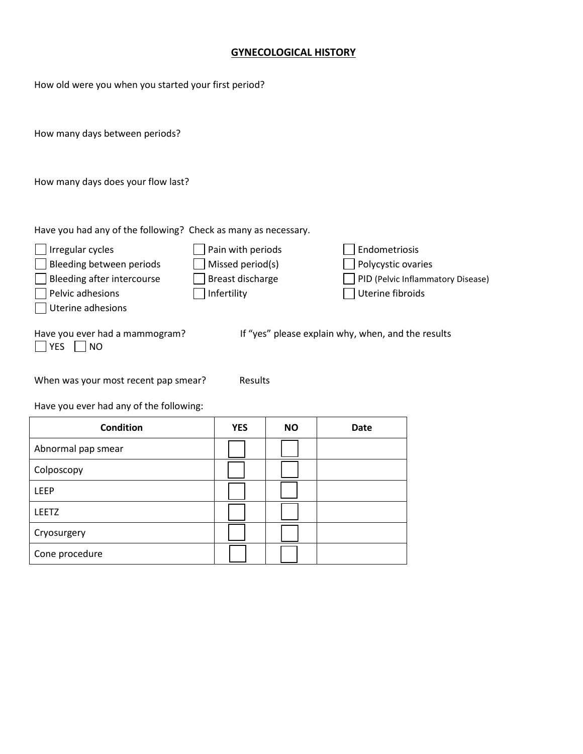## GYNECOLOGICAL HISTORY

How old were you when you started your first period?

How many days between periods?

How many days does your flow last?

Have you had any of the following? Check as many as necessary.

- ☐ Irregular cycles
- ☐ Bleeding between periods
- ☐ Bleeding after intercourse
- ☐ Pelvic adhesions
- ☐ Uterine adhesions
- ☐ Pain with periods
- ☐ Missed period(s)
- ☐ Breast discharge
- ☐ Infertility
- ☐ Endometriosis
- ☐ Polycystic ovaries
- ☐ PID (Pelvic Inflammatory Disease)
- ☐ Uterine fibroids

Have you ever had a mammogram?
☐ YES ☐ NO

If "yes" please explain why, when, and the results

When was your most recent pap smear? Results

Have you ever had any of the following:

| Condition | YES | NO | Date |
| --- | --- | --- | --- |
| Abnormal pap smear | ☐ | ☐ | |
| Colposcopy | ☐ | ☐ | |
| LEEP | ☐ | ☐ | |
| LEETZ | ☐ | ☐ | |
| Cryosurgery | ☐ | ☐ | |
| Cone procedure | ☐ | ☐ | |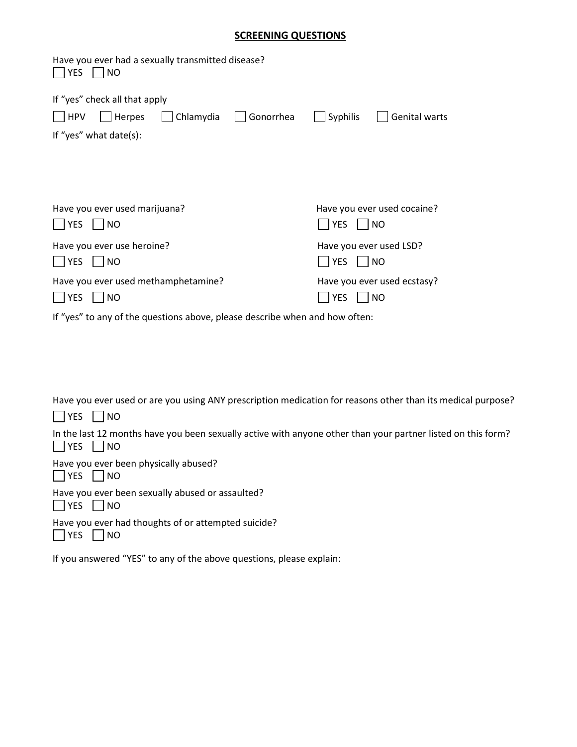## SCREENING QUESTIONS

Have you ever had a sexually transmitted disease?

☐ YES ☐ NO

If "yes" check all that apply

☐ HPV ☐ Herpes ☐ Chlamydia ☐ Gonorrhea ☐ Syphilis ☐ Genital warts

If "yes" what date(s):

Have you ever used marijuana?

☐ YES ☐ NO

Have you ever used cocaine?

☐ YES ☐ NO

Have you ever use heroine?

☐ YES ☐ NO

Have you ever used LSD?

☐ YES ☐ NO

Have you ever used methamphetamine?

☐ YES ☐ NO

Have you ever used ecstasy?

☐ YES ☐ NO

If "yes" to any of the questions above, please describe when and how often:

Have you ever used or are you using ANY prescription medication for reasons other than its medical purpose?

☐ YES ☐ NO

In the last 12 months have you been sexually active with anyone other than your partner listed on this form?

☐ YES ☐ NO

Have you ever been physically abused?

☐ YES ☐ NO

Have you ever been sexually abused or assaulted?

☐ YES ☐ NO

Have you ever had thoughts of or attempted suicide?

☐ YES ☐ NO

If you answered "YES" to any of the above questions, please explain: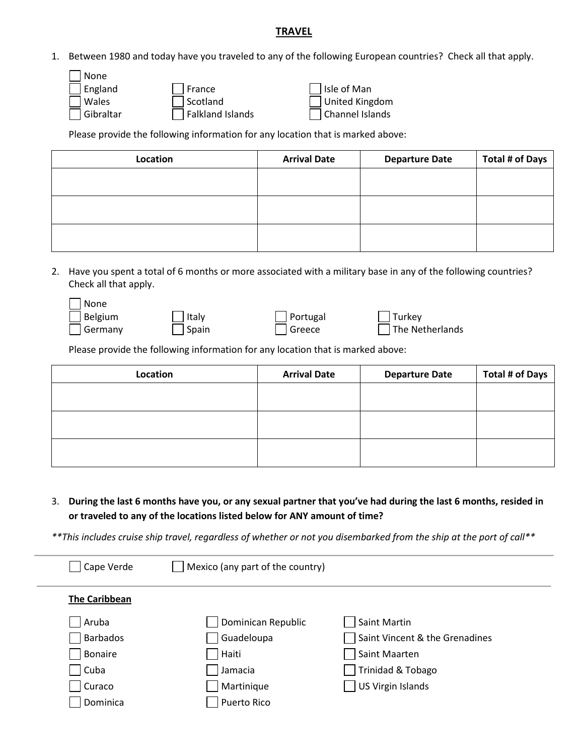## TRAVEL

1. Between 1980 and today have you traveled to any of the following European countries? Check all that apply.

- [ ] None
- [ ] England
- [ ] Wales
- [ ] Gibraltar
- [ ] France
- [ ] Scotland
- [ ] Falkland Islands
- [ ] Isle of Man
- [ ] United Kingdom
- [ ] Channel Islands

Please provide the following information for any location that is marked above:

| Location | Arrival Date | Departure Date | Total # of Days |
|---|---|---|---|
| | | | |
| | | | |
| | | | |

2. Have you spent a total of 6 months or more associated with a military base in any of the following countries? Check all that apply.

- [ ] None
- [ ] Belgium
- [ ] Germany
- [ ] Italy
- [ ] Spain
- [ ] Portugal
- [ ] Greece
- [ ] Turkey
- [ ] The Netherlands

Please provide the following information for any location that is marked above:

| Location | Arrival Date | Departure Date | Total # of Days |
|---|---|---|---|
| | | | |
| | | | |
| | | | |

3. **During the last 6 months have you, or any sexual partner that you've had during the last 6 months, resided in or traveled to any of the locations listed below for ANY amount of time?**

***This includes cruise ship travel, regardless of whether or not you disembarked from the ship at the port of call***

- [ ] Cape Verde
- [ ] Mexico (any part of the country)

**The Caribbean**

- [ ] Aruba
- [ ] Barbados
- [ ] Bonaire
- [ ] Cuba
- [ ] Curaco
- [ ] Dominica
- [ ] Dominican Republic
- [ ] Guadeloupa
- [ ] Haiti
- [ ] Jamacia
- [ ] Martinique
- [ ] Puerto Rico
- [ ] Saint Martin
- [ ] Saint Vincent & the Grenadines
- [ ] Saint Maarten
- [ ] Trinidad & Tobago
- [ ] US Virgin Islands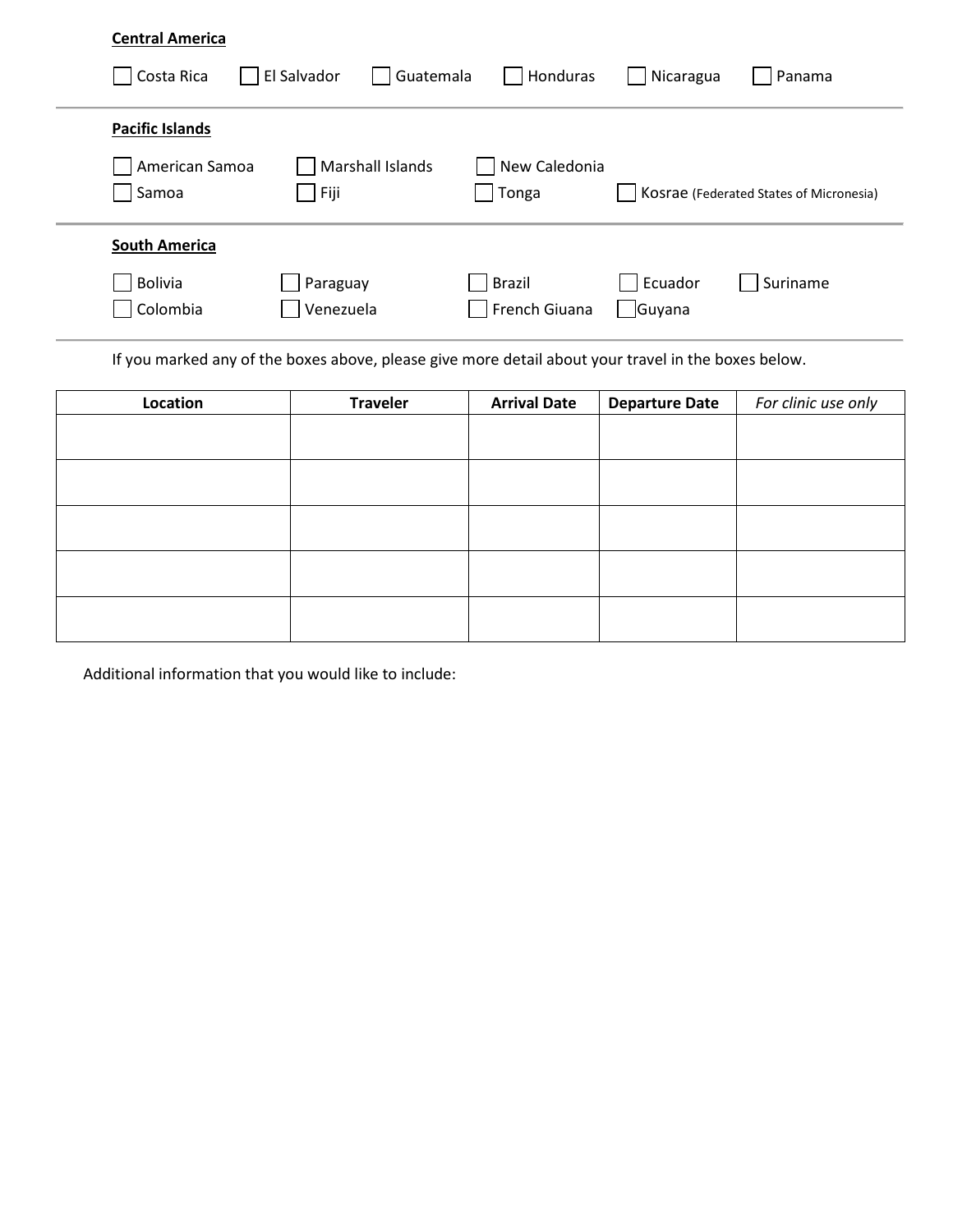**Central America**

- [ ] Costa Rica
- [ ] El Salvador
- [ ] Guatemala
- [ ] Honduras
- [ ] Nicaragua
- [ ] Panama

---

**Pacific Islands**

- [ ] American Samoa
- [ ] Marshall Islands
- [ ] New Caledonia
- [ ] Samoa
- [ ] Fiji
- [ ] Tonga
- [ ] Kosrae (Federated States of Micronesia)

---

**South America**

- [ ] Bolivia
- [ ] Paraguay
- [ ] Brazil
- [ ] Ecuador
- [ ] Suriname
- [ ] Colombia
- [ ] Venezuela
- [ ] French Giuana
- [ ] Guyana

---

If you marked any of the boxes above, please give more detail about your travel in the boxes below.

| Location | Traveler | Arrival Date | Departure Date | *For clinic use only* |
|---|---|---|---|---|
| | | | | |
| | | | | |
| | | | | |
| | | | | |
| | | | | |

Additional information that you would like to include: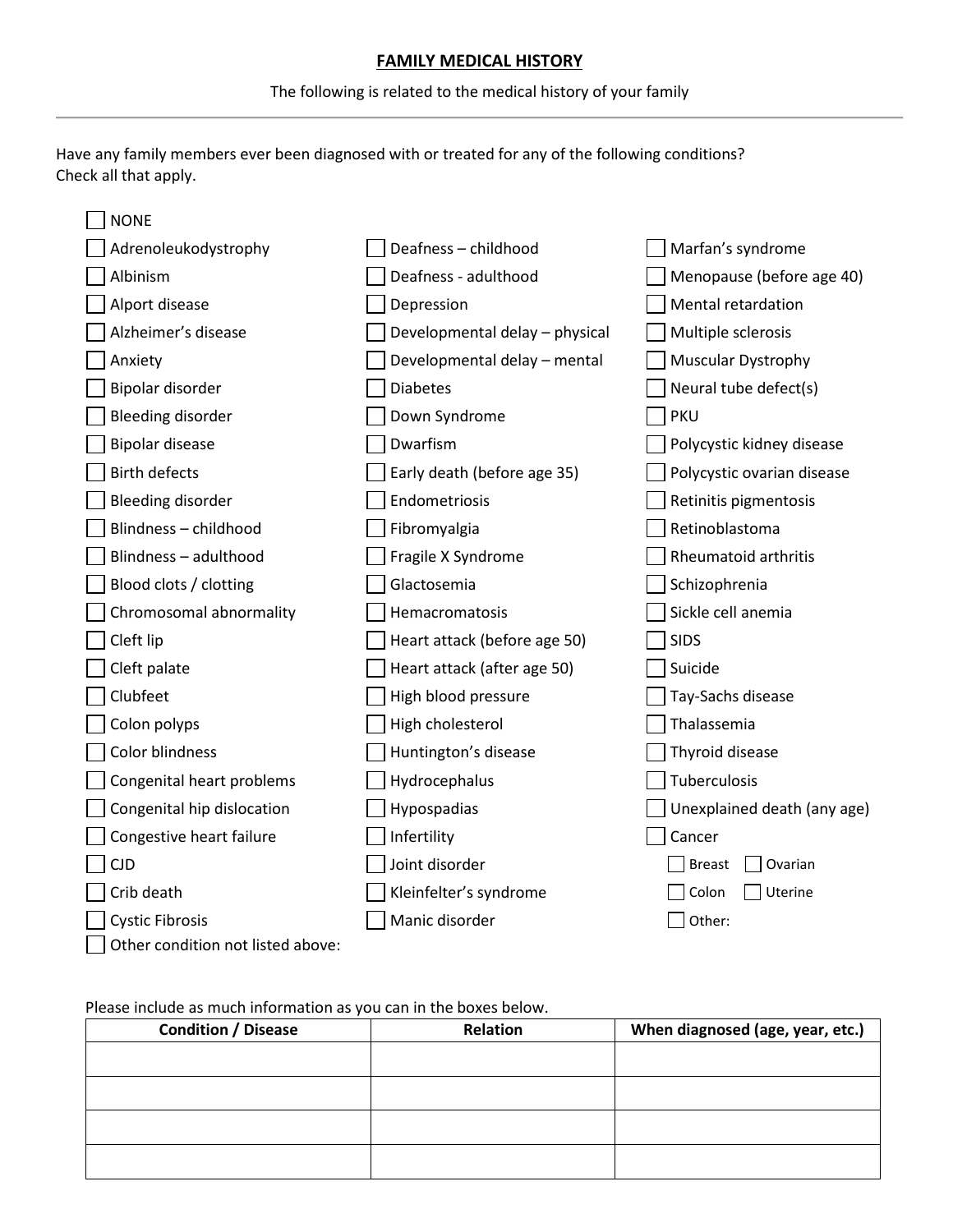## FAMILY MEDICAL HISTORY

The following is related to the medical history of your family

---

Have any family members ever been diagnosed with or treated for any of the following conditions? Check all that apply.

- ☐ NONE
- ☐ Adrenoleukodystrophy
- ☐ Albinism
- ☐ Alport disease
- ☐ Alzheimer's disease
- ☐ Anxiety
- ☐ Bipolar disorder
- ☐ Bleeding disorder
- ☐ Bipolar disease
- ☐ Birth defects
- ☐ Bleeding disorder
- ☐ Blindness – childhood
- ☐ Blindness – adulthood
- ☐ Blood clots / clotting
- ☐ Chromosomal abnormality
- ☐ Cleft lip
- ☐ Cleft palate
- ☐ Clubfeet
- ☐ Colon polyps
- ☐ Color blindness
- ☐ Congenital heart problems
- ☐ Congenital hip dislocation
- ☐ Congestive heart failure
- ☐ CJD
- ☐ Crib death
- ☐ Cystic Fibrosis
- ☐ Deafness – childhood
- ☐ Deafness - adulthood
- ☐ Depression
- ☐ Developmental delay – physical
- ☐ Developmental delay – mental
- ☐ Diabetes
- ☐ Down Syndrome
- ☐ Dwarfism
- ☐ Early death (before age 35)
- ☐ Endometriosis
- ☐ Fibromyalgia
- ☐ Fragile X Syndrome
- ☐ Glactosemia
- ☐ Hemacromatosis
- ☐ Heart attack (before age 50)
- ☐ Heart attack (after age 50)
- ☐ High blood pressure
- ☐ High cholesterol
- ☐ Huntington's disease
- ☐ Hydrocephalus
- ☐ Hypospadias
- ☐ Infertility
- ☐ Joint disorder
- ☐ Kleinfelter's syndrome
- ☐ Manic disorder
- ☐ Marfan's syndrome
- ☐ Menopause (before age 40)
- ☐ Mental retardation
- ☐ Multiple sclerosis
- ☐ Muscular Dystrophy
- ☐ Neural tube defect(s)
- ☐ PKU
- ☐ Polycystic kidney disease
- ☐ Polycystic ovarian disease
- ☐ Retinitis pigmentosis
- ☐ Retinoblastoma
- ☐ Rheumatoid arthritis
- ☐ Schizophrenia
- ☐ Sickle cell anemia
- ☐ SIDS
- ☐ Suicide
- ☐ Tay-Sachs disease
- ☐ Thalassemia
- ☐ Thyroid disease
- ☐ Tuberculosis
- ☐ Unexplained death (any age)
- ☐ Cancer
  - ☐ Breast ☐ Ovarian
  - ☐ Colon ☐ Uterine
  - ☐ Other:
- ☐ Other condition not listed above:

Please include as much information as you can in the boxes below.

| Condition / Disease | Relation | When diagnosed (age, year, etc.) |
|---|---|---|
| | | |
| | | |
| | | |
| | | |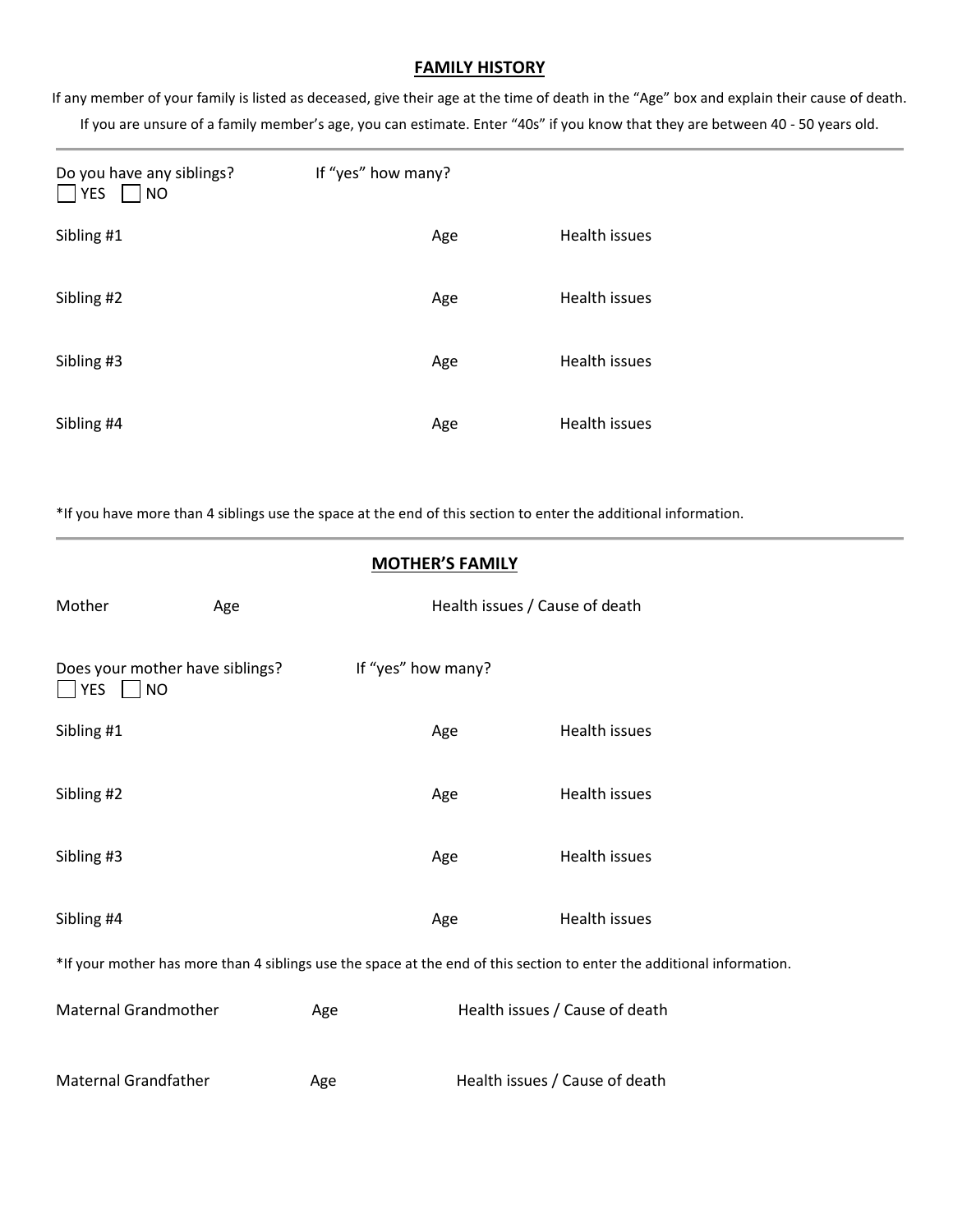## FAMILY HISTORY

If any member of your family is listed as deceased, give their age at the time of death in the "Age" box and explain their cause of death.

If you are unsure of a family member's age, you can estimate. Enter "40s" if you know that they are between 40 - 50 years old.

---

Do you have any siblings? ☐ YES ☐ NO  If "yes" how many?

| | Age | Health issues |
|---|---|---|
| Sibling #1 | | |
| Sibling #2 | | |
| Sibling #3 | | |
| Sibling #4 | | |

*If you have more than 4 siblings use the space at the end of this section to enter the additional information.

---

### MOTHER'S FAMILY

| | Age | Health issues / Cause of death |
|---|---|---|
| Mother | | |

Does your mother have siblings? ☐ YES ☐ NO  If "yes" how many?

| | Age | Health issues |
|---|---|---|
| Sibling #1 | | |
| Sibling #2 | | |
| Sibling #3 | | |
| Sibling #4 | | |

*If your mother has more than 4 siblings use the space at the end of this section to enter the additional information.

| | Age | Health issues / Cause of death |
|---|---|---|
| Maternal Grandmother | | |
| Maternal Grandfather | | |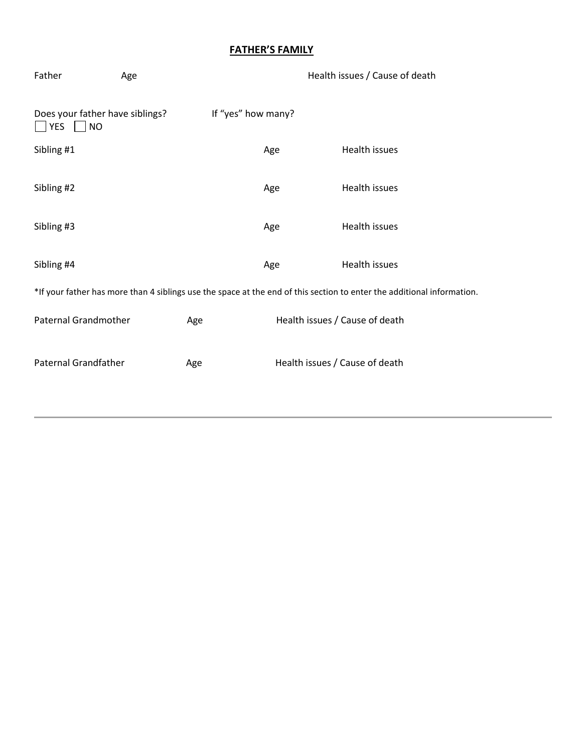## FATHER'S FAMILY

Father Age Health issues / Cause of death

Does your father have siblings? If "yes" how many?
☐ YES ☐ NO

Sibling #1 Age Health issues

Sibling #2 Age Health issues

Sibling #3 Age Health issues

Sibling #4 Age Health issues

*If your father has more than 4 siblings use the space at the end of this section to enter the additional information.

Paternal Grandmother Age Health issues / Cause of death

Paternal Grandfather Age Health issues / Cause of death

---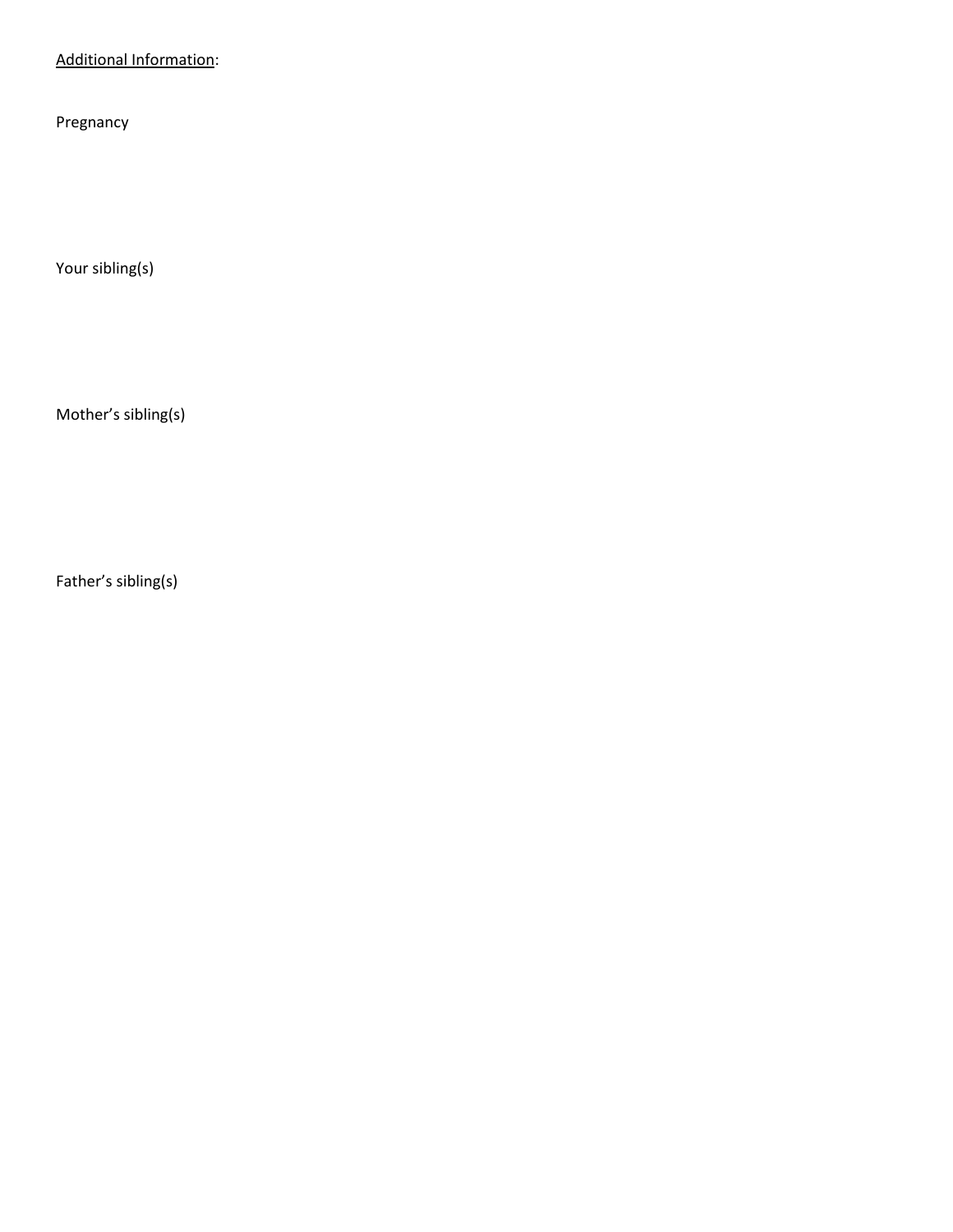<u>Additional Information</u>:

Pregnancy

Your sibling(s)

Mother's sibling(s)

Father's sibling(s)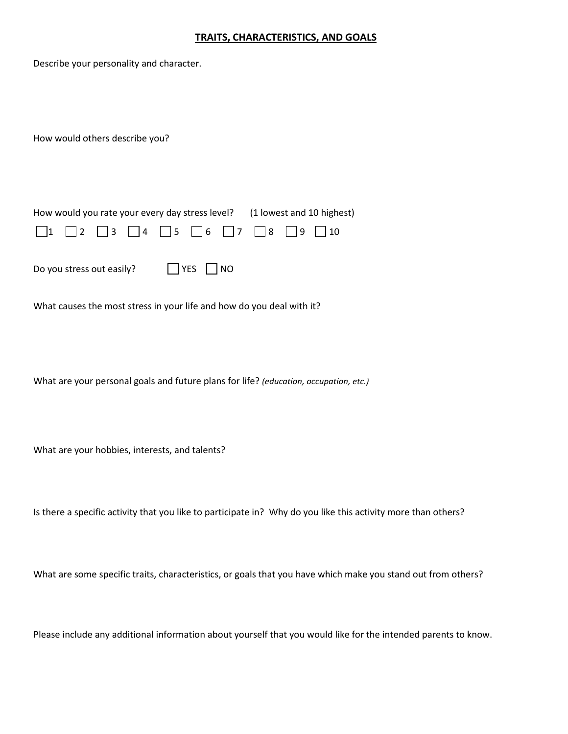## TRAITS, CHARACTERISTICS, AND GOALS

Describe your personality and character.

How would others describe you?

How would you rate your every day stress level? (1 lowest and 10 highest)

☐ 1 ☐ 2 ☐ 3 ☐ 4 ☐ 5 ☐ 6 ☐ 7 ☐ 8 ☐ 9 ☐ 10

Do you stress out easily? ☐ YES ☐ NO

What causes the most stress in your life and how do you deal with it?

What are your personal goals and future plans for life? *(education, occupation, etc.)*

What are your hobbies, interests, and talents?

Is there a specific activity that you like to participate in? Why do you like this activity more than others?

What are some specific traits, characteristics, or goals that you have which make you stand out from others?

Please include any additional information about yourself that you would like for the intended parents to know.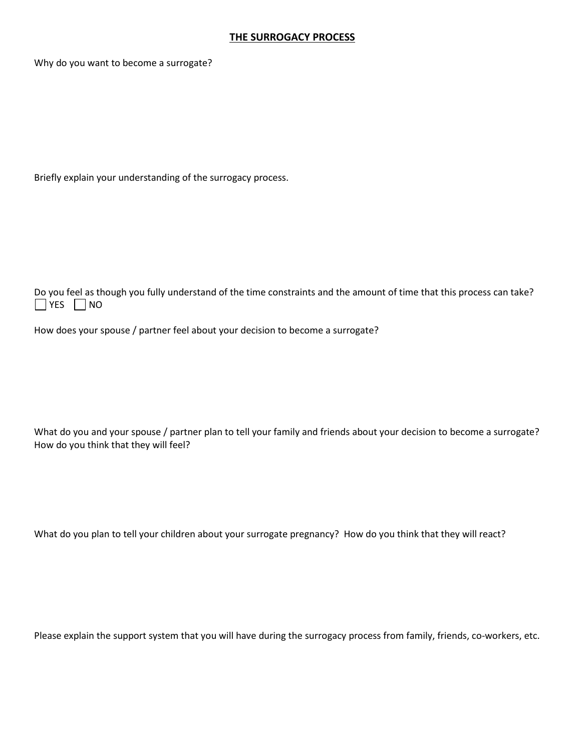**THE SURROGACY PROCESS**

Why do you want to become a surrogate?

Briefly explain your understanding of the surrogacy process.

Do you feel as though you fully understand of the time constraints and the amount of time that this process can take?
☐ YES ☐ NO

How does your spouse / partner feel about your decision to become a surrogate?

What do you and your spouse / partner plan to tell your family and friends about your decision to become a surrogate? How do you think that they will feel?

What do you plan to tell your children about your surrogate pregnancy? How do you think that they will react?

Please explain the support system that you will have during the surrogacy process from family, friends, co-workers, etc.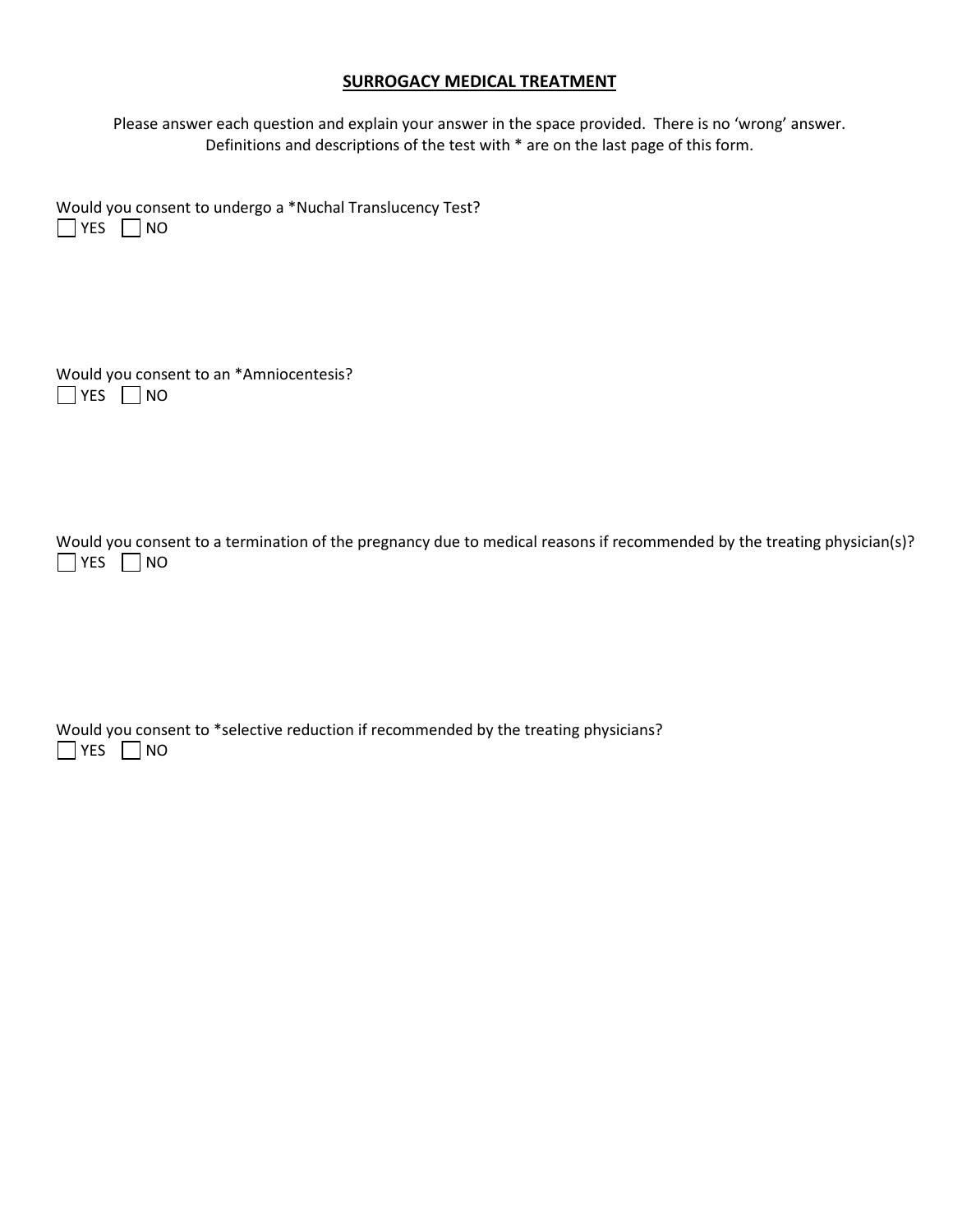## **SURROGACY MEDICAL TREATMENT**

Please answer each question and explain your answer in the space provided. There is no 'wrong' answer. Definitions and descriptions of the test with * are on the last page of this form.

Would you consent to undergo a *Nuchal Translucency Test?

☐ YES ☐ NO

Would you consent to an *Amniocentesis?

☐ YES ☐ NO

Would you consent to a termination of the pregnancy due to medical reasons if recommended by the treating physician(s)?

☐ YES ☐ NO

Would you consent to *selective reduction if recommended by the treating physicians?

☐ YES ☐ NO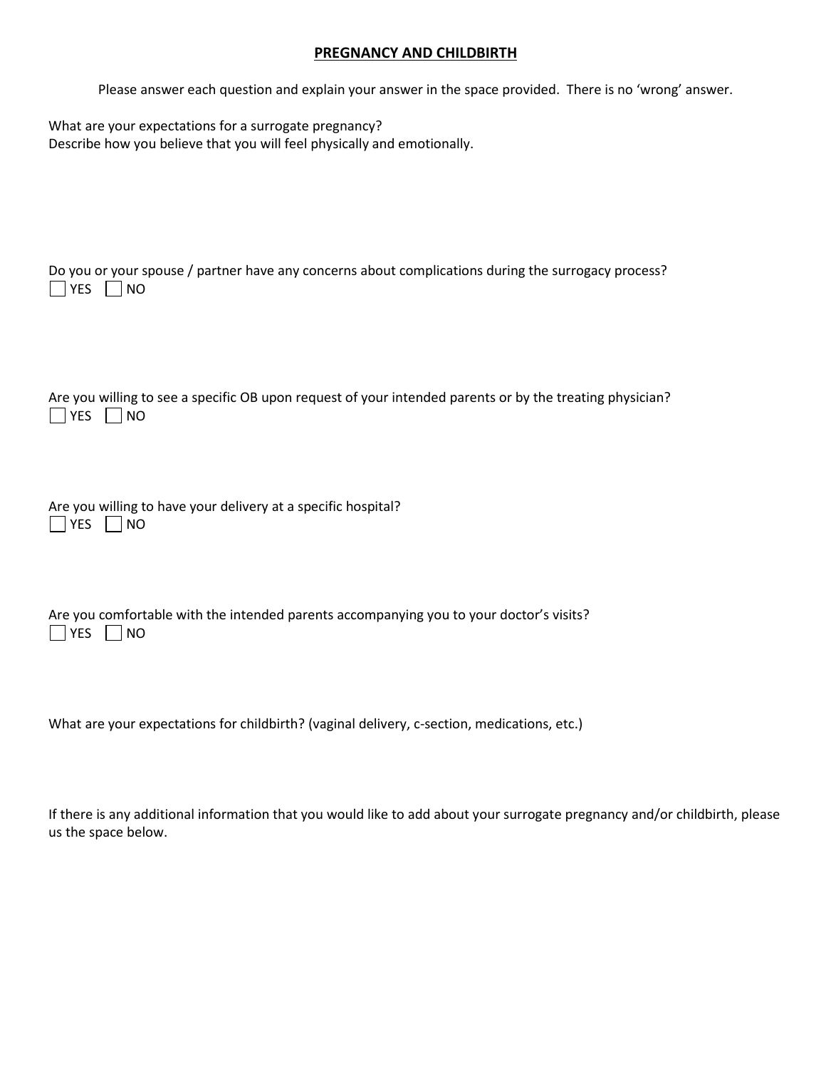## PREGNANCY AND CHILDBIRTH

Please answer each question and explain your answer in the space provided. There is no 'wrong' answer.

What are your expectations for a surrogate pregnancy?
Describe how you believe that you will feel physically and emotionally.

Do you or your spouse / partner have any concerns about complications during the surrogacy process?
☐ YES ☐ NO

Are you willing to see a specific OB upon request of your intended parents or by the treating physician?
☐ YES ☐ NO

Are you willing to have your delivery at a specific hospital?
☐ YES ☐ NO

Are you comfortable with the intended parents accompanying you to your doctor's visits?
☐ YES ☐ NO

What are your expectations for childbirth? (vaginal delivery, c-section, medications, etc.)

If there is any additional information that you would like to add about your surrogate pregnancy and/or childbirth, please us the space below.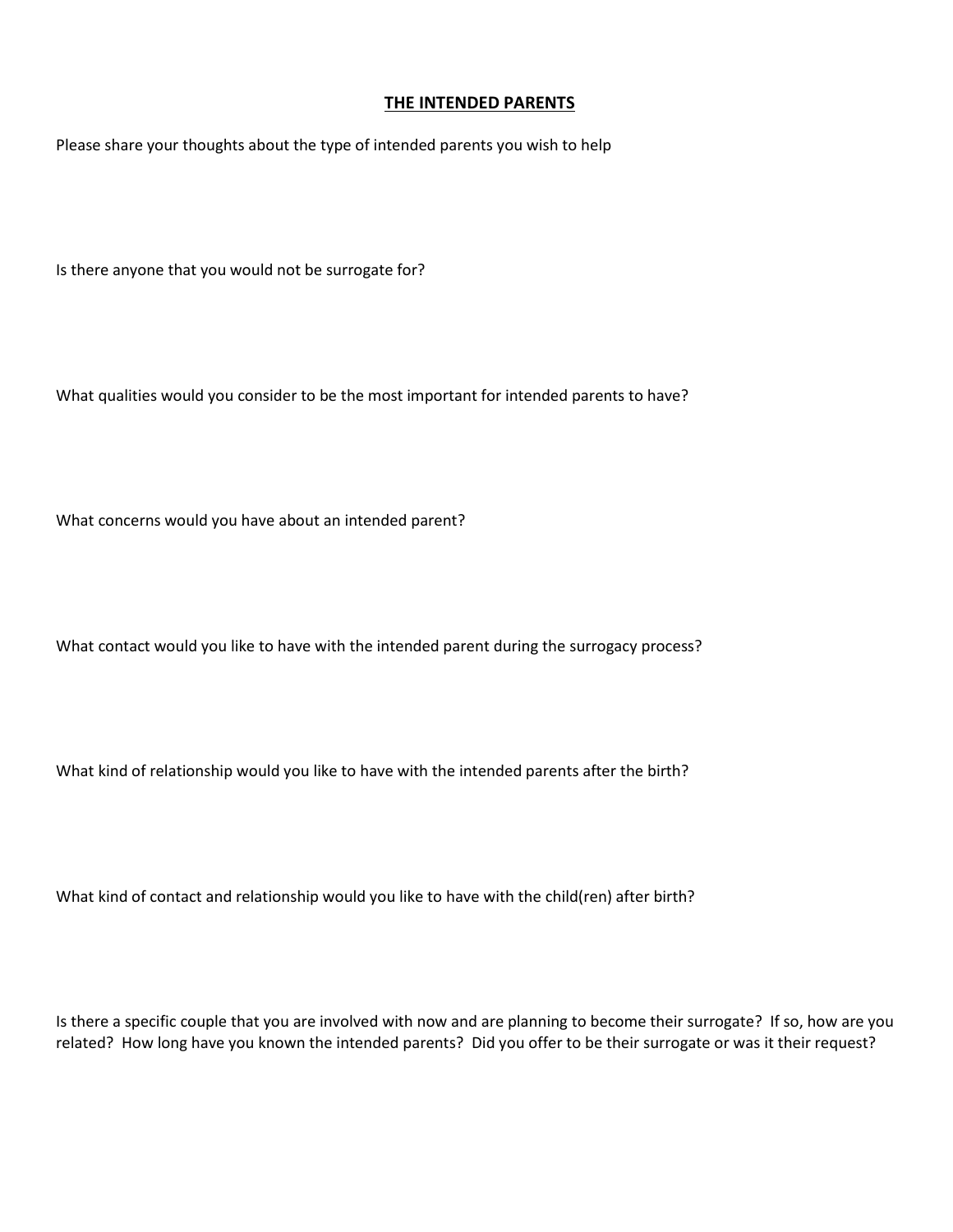## THE INTENDED PARENTS

Please share your thoughts about the type of intended parents you wish to help

Is there anyone that you would not be surrogate for?

What qualities would you consider to be the most important for intended parents to have?

What concerns would you have about an intended parent?

What contact would you like to have with the intended parent during the surrogacy process?

What kind of relationship would you like to have with the intended parents after the birth?

What kind of contact and relationship would you like to have with the child(ren) after birth?

Is there a specific couple that you are involved with now and are planning to become their surrogate? If so, how are you related? How long have you known the intended parents? Did you offer to be their surrogate or was it their request?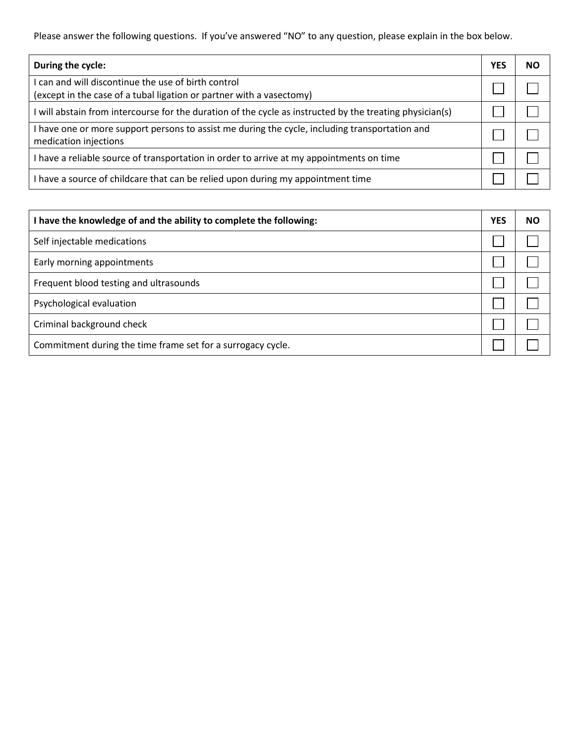Please answer the following questions. If you've answered "NO" to any question, please explain in the box below.

| **During the cycle:** | **YES** | **NO** |
|---|---|---|
| I can and will discontinue the use of birth control (except in the case of a tubal ligation or partner with a vasectomy) | ☐ | ☐ |
| I will abstain from intercourse for the duration of the cycle as instructed by the treating physician(s) | ☐ | ☐ |
| I have one or more support persons to assist me during the cycle, including transportation and medication injections | ☐ | ☐ |
| I have a reliable source of transportation in order to arrive at my appointments on time | ☐ | ☐ |
| I have a source of childcare that can be relied upon during my appointment time | ☐ | ☐ |

| **I have the knowledge of and the ability to complete the following:** | **YES** | **NO** |
|---|---|---|
| Self injectable medications | ☐ | ☐ |
| Early morning appointments | ☐ | ☐ |
| Frequent blood testing and ultrasounds | ☐ | ☐ |
| Psychological evaluation | ☐ | ☐ |
| Criminal background check | ☐ | ☐ |
| Commitment during the time frame set for a surrogacy cycle. | ☐ | ☐ |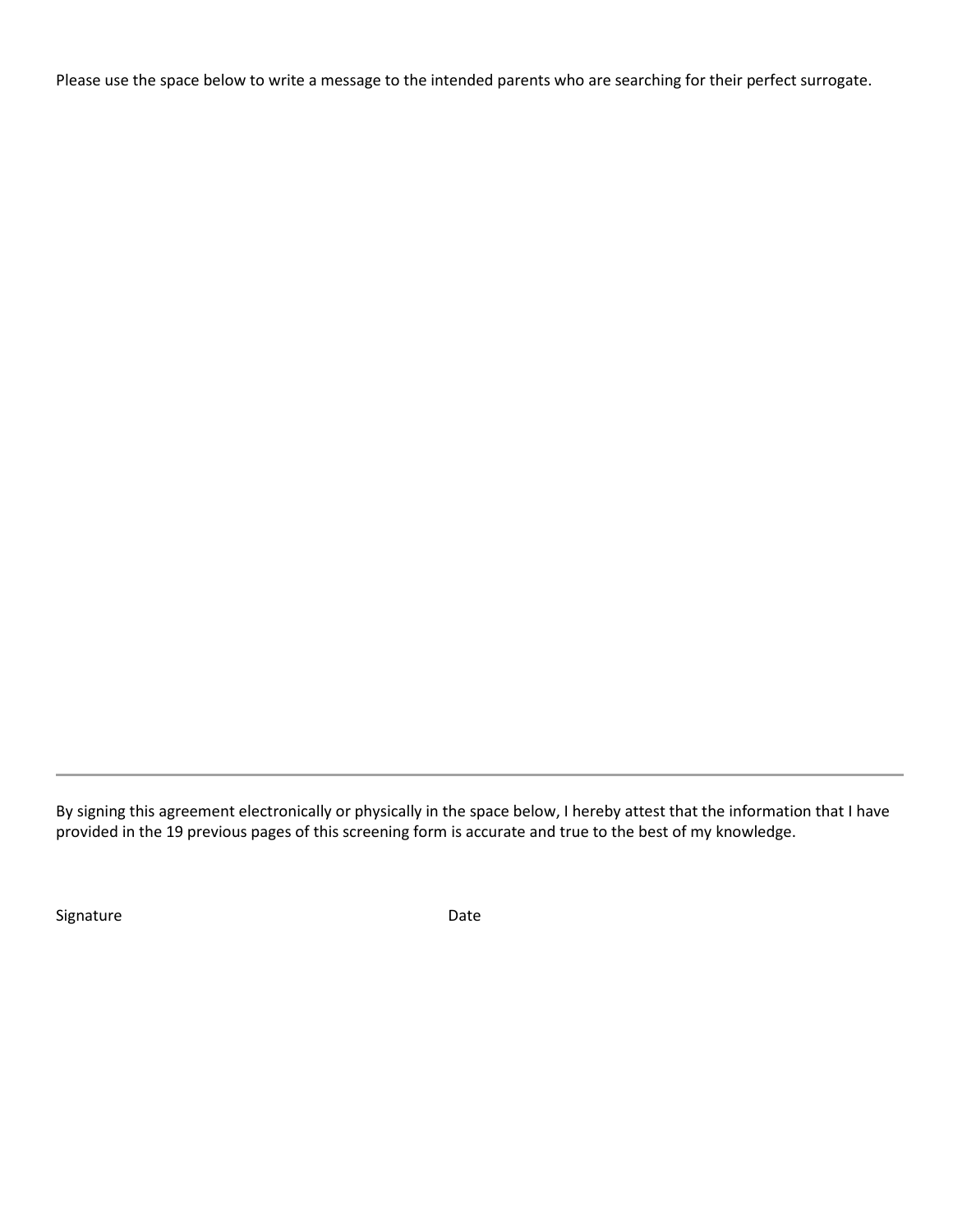Please use the space below to write a message to the intended parents who are searching for their perfect surrogate.

---

By signing this agreement electronically or physically in the space below, I hereby attest that the information that I have provided in the 19 previous pages of this screening form is accurate and true to the best of my knowledge.

Signature

Date